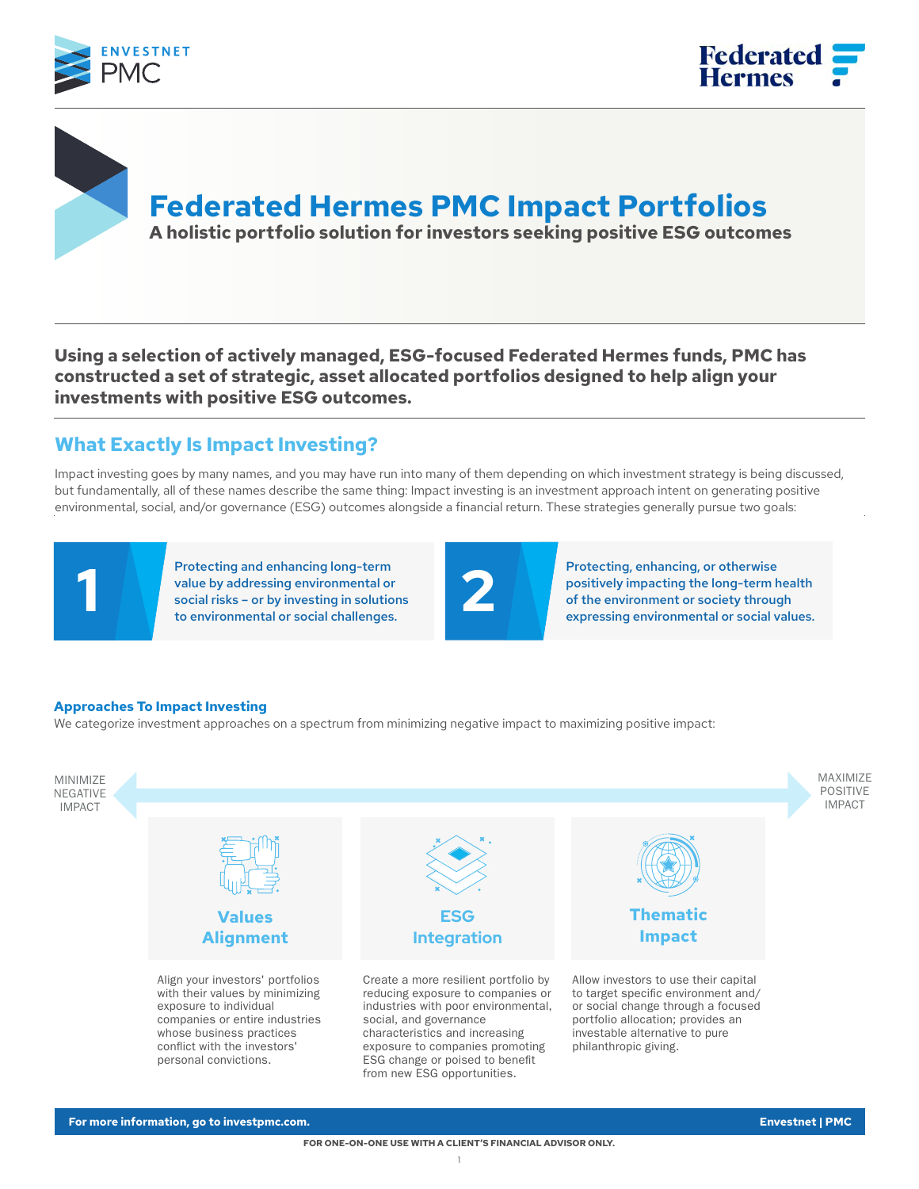# Federated Hermes PMC Impact Portfolios

**A holistic portfolio solution for investors seeking positive ESG outcomes**

**Using a selection of actively managed, ESG-focused Federated Hermes funds, PMC has constructed a set of strategic, asset allocated portfolios designed to help align your investments with positive ESG outcomes.**

## What Exactly Is Impact Investing?

Impact investing goes by many names, and you may have run into many of them depending on which investment strategy is being discussed, but fundamentally, all of these names describe the same thing: Impact investing is an investment approach intent on generating positive environmental, social, and/or governance (ESG) outcomes alongside a financial return. These strategies generally pursue two goals:

**1** Protecting and enhancing long-term value by addressing environmental or social risks – or by investing in solutions to environmental or social challenges.

**2** Protecting, enhancing, or otherwise positively impacting the long-term health of the environment or society through expressing environmental or social values.

### Approaches To Impact Investing

We categorize investment approaches on a spectrum from minimizing negative impact to maximizing positive impact:

MINIMIZE NEGATIVE IMPACT ↔ MAXIMIZE POSITIVE IMPACT

**Values Alignment**

Align your investors' portfolios with their values by minimizing exposure to individual companies or entire industries whose business practices conflict with the investors' personal convictions.

**ESG Integration**

Create a more resilient portfolio by reducing exposure to companies or industries with poor environmental, social, and governance characteristics and increasing exposure to companies promoting ESG change or poised to benefit from new ESG opportunities.

**Thematic Impact**

Allow investors to use their capital to target specific environment and/or social change through a focused portfolio allocation; provides an investable alternative to pure philanthropic giving.

**For more information, go to investpmc.com.** **Envestnet | PMC**

FOR ONE-ON-ONE USE WITH A CLIENT'S FINANCIAL ADVISOR ONLY.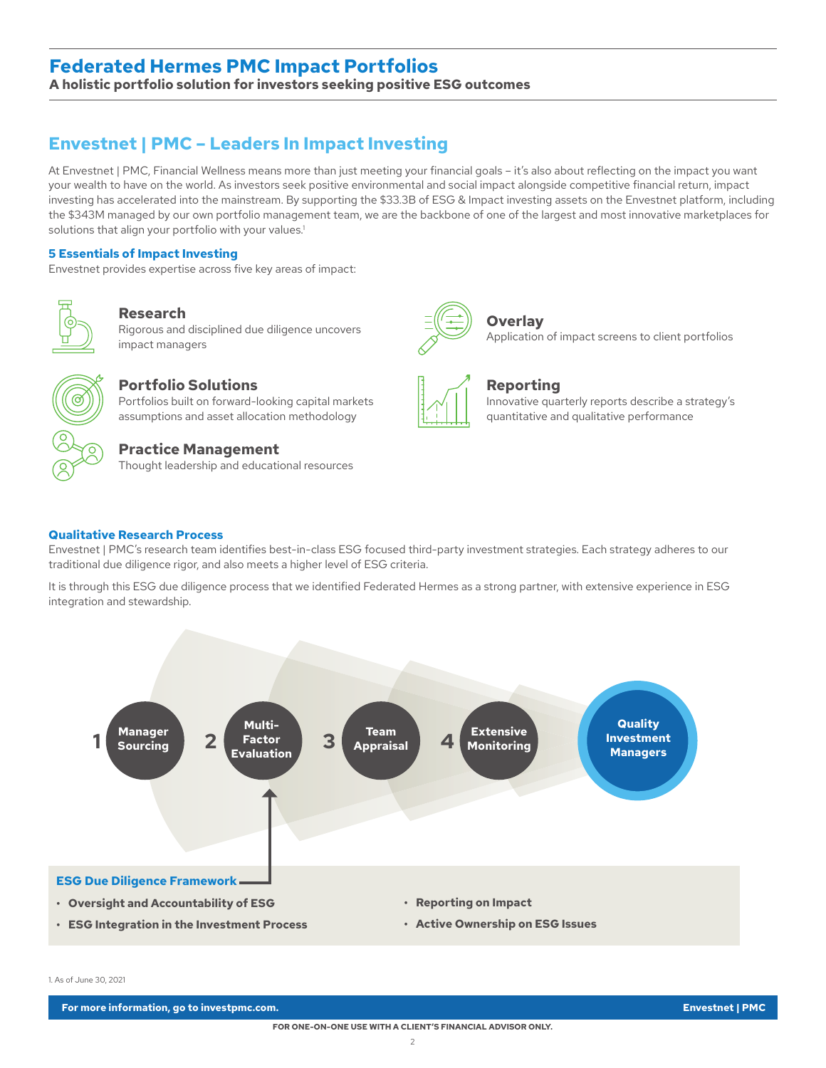# Federated Hermes PMC Impact Portfolios

**A holistic portfolio solution for investors seeking positive ESG outcomes**

## Envestnet | PMC – Leaders In Impact Investing

At Envestnet | PMC, Financial Wellness means more than just meeting your financial goals – it's also about reflecting on the impact you want your wealth to have on the world. As investors seek positive environmental and social impact alongside competitive financial return, impact investing has accelerated into the mainstream. By supporting the $33.3B of ESG & Impact investing assets on the Envestnet platform, including the $343M managed by our own portfolio management team, we are the backbone of one of the largest and most innovative marketplaces for solutions that align your portfolio with your values.[1]

### 5 Essentials of Impact Investing

Envestnet provides expertise across five key areas of impact:

**Research**
Rigorous and disciplined due diligence uncovers impact managers

**Portfolio Solutions**
Portfolios built on forward-looking capital markets assumptions and asset allocation methodology

**Practice Management**
Thought leadership and educational resources

**Overlay**
Application of impact screens to client portfolios

**Reporting**
Innovative quarterly reports describe a strategy's quantitative and qualitative performance

### Qualitative Research Process

Envestnet | PMC's research team identifies best-in-class ESG focused third-party investment strategies. Each strategy adheres to our traditional due diligence rigor, and also meets a higher level of ESG criteria.

It is through this ESG due diligence process that we identified Federated Hermes as a strong partner, with extensive experience in ESG integration and stewardship.

1. Manager Sourcing
2. Multi-Factor Evaluation
3. Team Appraisal
4. Extensive Monitoring

→ Quality Investment Managers

**ESG Due Diligence Framework**

- **Oversight and Accountability of ESG**
- **ESG Integration in the Investment Process**
- **Reporting on Impact**
- **Active Ownership on ESG Issues**

1. As of June 30, 2021

**For more information, go to investpmc.com.** **Envestnet | PMC**

FOR ONE-ON-ONE USE WITH A CLIENT'S FINANCIAL ADVISOR ONLY.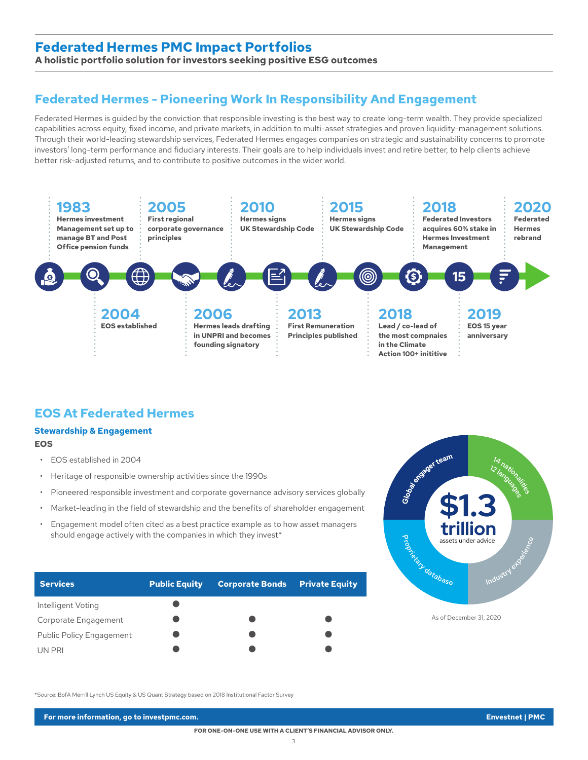# Federated Hermes PMC Impact Portfolios

**A holistic portfolio solution for investors seeking positive ESG outcomes**

## Federated Hermes - Pioneering Work In Responsibility And Engagement

Federated Hermes is guided by the conviction that responsible investing is the best way to create long-term wealth. They provide specialized capabilities across equity, fixed income, and private markets, in addition to multi-asset strategies and proven liquidity-management solutions. Through their world-leading stewardship services, Federated Hermes engages companies on strategic and sustainability concerns to promote investors' long-term performance and fiduciary interests. Their goals are to help individuals invest and retire better, to help clients achieve better risk-adjusted returns, and to contribute to positive outcomes in the wider world.

**1983** Hermes investment Management set up to manage BT and Post Office pension funds

**2004** EOS established

**2005** First regional corporate governance principles

**2006** Hermes leads drafting in UNPRI and becomes founding signatory

**2010** Hermes signs UK Stewardship Code

**2013** First Remuneration Principles published

**2015** Hermes signs UK Stewardship Code

**2018** Lead / co-lead of the most compnaies in the Climate Action 100+ initiitive

**2018** Federated Investors acquires 60% stake in Hermes Investment Management

**2019** EOS 15 year anniversary

**2020** Federated Hermes rebrand

## EOS At Federated Hermes

### Stewardship & Engagement

**EOS**

- EOS established in 2004
- Heritage of responsible ownership activities since the 1990s
- Pioneered responsible investment and corporate governance advisory services globally
- Market-leading in the field of stewardship and the benefits of shareholder engagement
- Engagement model often cited as a best practice example as to how asset managers should engage actively with the companies in which they invest*

| Services | Public Equity | Corporate Bonds | Private Equity |
|---|---|---|---|
| Intelligent Voting | ● | | |
| Corporate Engagement | ● | ● | ● |
| Public Policy Engagement | ● | ● | ● |
| UN PRI | ● | ● | ● |

**$1.3 trillion** assets under advice

Global engager team · 14 nationalities 12 languages · Industry experience · Proprietary database

As of December 31, 2020

*Source: BofA Merrill Lynch US Equity & US Quant Strategy based on 2018 Institutional Factor Survey

For more information, go to investpmc.com. Envestnet | PMC

FOR ONE-ON-ONE USE WITH A CLIENT'S FINANCIAL ADVISOR ONLY.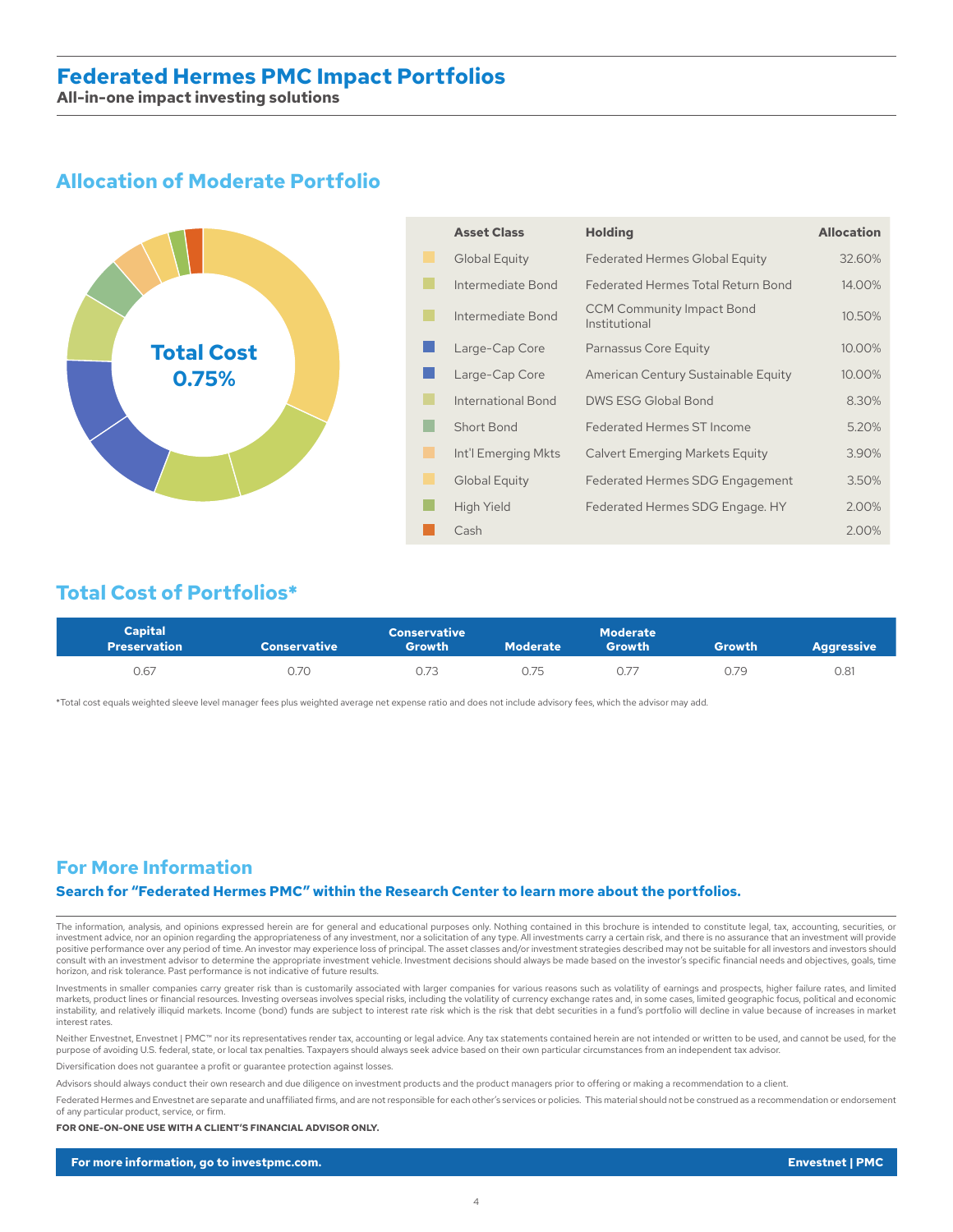# Federated Hermes PMC Impact Portfolios

**All-in-one impact investing solutions**

## Allocation of Moderate Portfolio

Total Cost
0.75%

| Asset Class | Holding | Allocation |
|---|---|---|
| Global Equity | Federated Hermes Global Equity | 32.60% |
| Intermediate Bond | Federated Hermes Total Return Bond | 14.00% |
| Intermediate Bond | CCM Community Impact Bond Institutional | 10.50% |
| Large-Cap Core | Parnassus Core Equity | 10.00% |
| Large-Cap Core | American Century Sustainable Equity | 10.00% |
| International Bond | DWS ESG Global Bond | 8.30% |
| Short Bond | Federated Hermes ST Income | 5.20% |
| Int'l Emerging Mkts | Calvert Emerging Markets Equity | 3.90% |
| Global Equity | Federated Hermes SDG Engagement | 3.50% |
| High Yield | Federated Hermes SDG Engage. HY | 2.00% |
| Cash | | 2.00% |

## Total Cost of Portfolios*

| Capital Preservation | Conservative | Conservative Growth | Moderate | Moderate Growth | Growth | Aggressive |
|---|---|---|---|---|---|---|
| 0.67 | 0.70 | 0.73 | 0.75 | 0.77 | 0.79 | 0.81 |

*Total cost equals weighted sleeve level manager fees plus weighted average net expense ratio and does not include advisory fees, which the advisor may add.

## For More Information

**Search for "Federated Hermes PMC" within the Research Center to learn more about the portfolios.**

The information, analysis, and opinions expressed herein are for general and educational purposes only. Nothing contained in this brochure is intended to constitute legal, tax, accounting, securities, or investment advice, nor an opinion regarding the appropriateness of any investment, nor a solicitation of any type. All investments carry a certain risk, and there is no assurance that an investment will provide positive performance over any period of time. An investor may experience loss of principal. The asset classes and/or investment strategies described may not be suitable for all investors and investors should consult with an investment advisor to determine the appropriate investment vehicle. Investment decisions should always be made based on the investor's specific financial needs and objectives, goals, time horizon, and risk tolerance. Past performance is not indicative of future results.

Investments in smaller companies carry greater risk than is customarily associated with larger companies for various reasons such as volatility of earnings and prospects, higher failure rates, and limited markets, product lines or financial resources. Investing overseas involves special risks, including the volatility of currency exchange rates and, in some cases, limited geographic focus, political and economic instability, and relatively illiquid markets. Income (bond) funds are subject to interest rate risk which is the risk that debt securities in a fund's portfolio will decline in value because of increases in market interest rates.

Neither Envestnet, Envestnet | PMC™ nor its representatives render tax, accounting or legal advice. Any tax statements contained herein are not intended or written to be used, and cannot be used, for the purpose of avoiding U.S. federal, state, or local tax penalties. Taxpayers should always seek advice based on their own particular circumstances from an independent tax advisor.

Diversification does not guarantee a profit or guarantee protection against losses.

Advisors should always conduct their own research and due diligence on investment products and the product managers prior to offering or making a recommendation to a client.

Federated Hermes and Envestnet are separate and unaffiliated firms, and are not responsible for each other's services or policies. This material should not be construed as a recommendation or endorsement of any particular product, service, or firm.

**FOR ONE-ON-ONE USE WITH A CLIENT'S FINANCIAL ADVISOR ONLY.**

**For more information, go to investpmc.com.** **Envestnet | PMC**